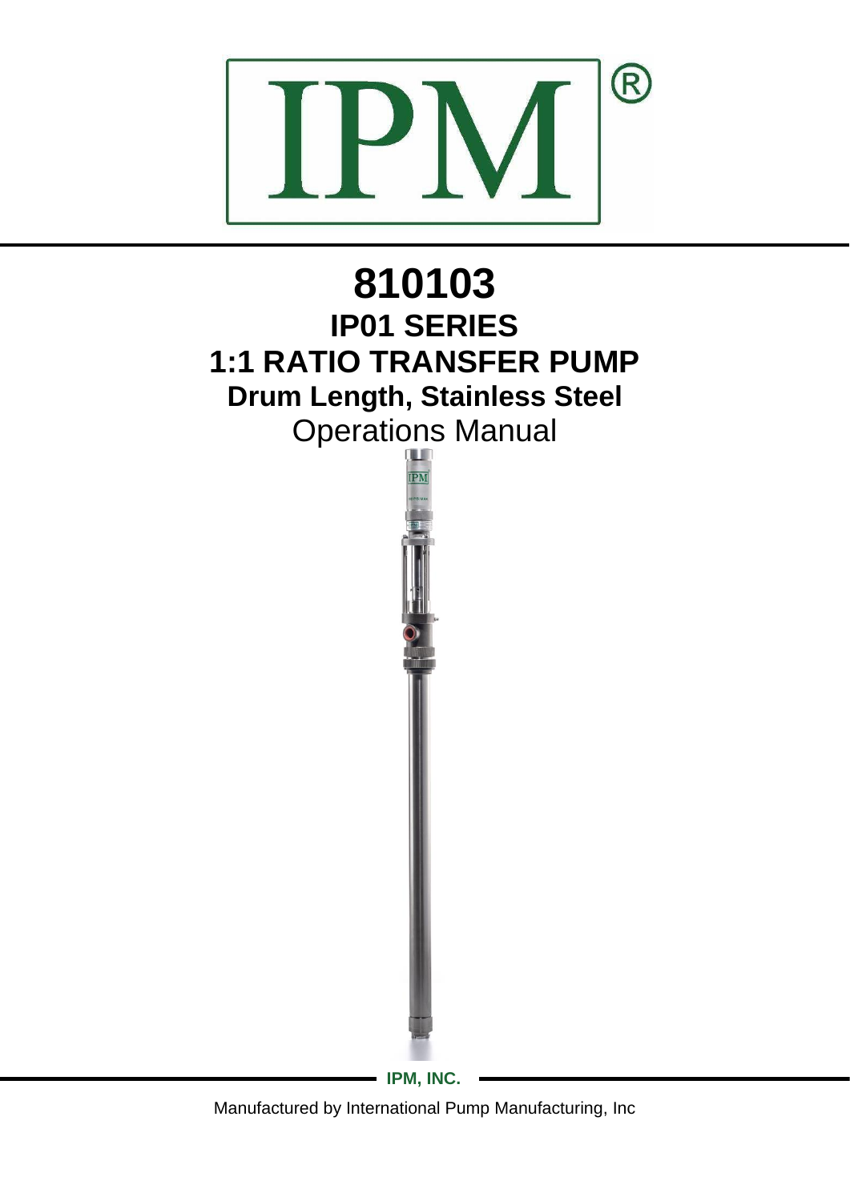IPM®

# 810103

## IP01 SERIES

## 1:1 RATIO TRANSFER PUMP

### Drum Length, Stainless Steel

Operations Manual

**IPM, INC.**

Manufactured by International Pump Manufacturing, Inc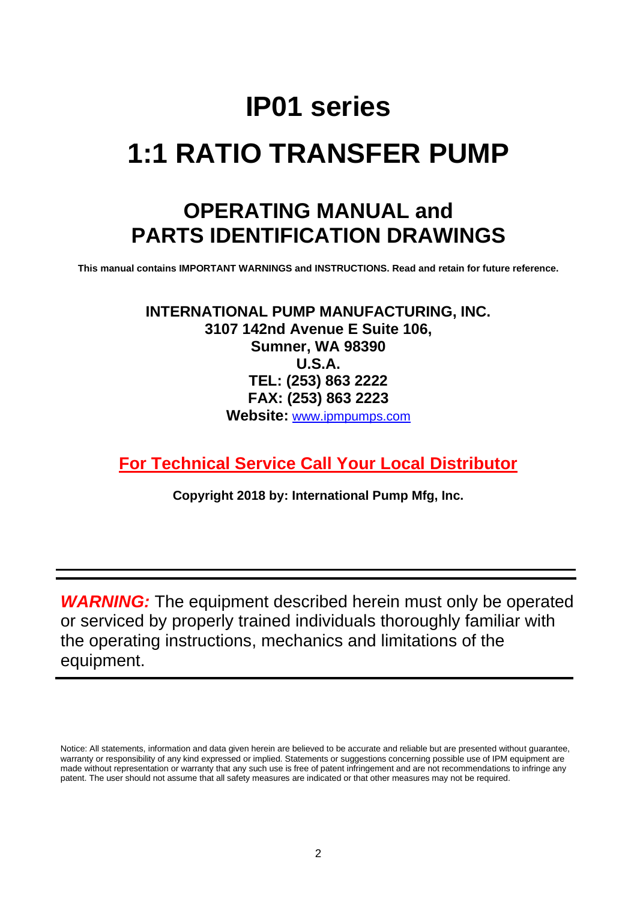# IP01 series

# 1:1 RATIO TRANSFER PUMP

## OPERATING MANUAL and
## PARTS IDENTIFICATION DRAWINGS

**This manual contains IMPORTANT WARNINGS and INSTRUCTIONS. Read and retain for future reference.**

**INTERNATIONAL PUMP MANUFACTURING, INC.**
**3107 142nd Avenue E Suite 106,**
**Sumner, WA 98390**
**U.S.A.**
**TEL: (253) 863 2222**
**FAX: (253) 863 2223**
**Website:** www.ipmpumps.com

**For Technical Service Call Your Local Distributor**

**Copyright 2018 by: International Pump Mfg, Inc.**

---

***WARNING:*** The equipment described herein must only be operated or serviced by properly trained individuals thoroughly familiar with the operating instructions, mechanics and limitations of the equipment.

---

Notice: All statements, information and data given herein are believed to be accurate and reliable but are presented without guarantee, warranty or responsibility of any kind expressed or implied. Statements or suggestions concerning possible use of IPM equipment are made without representation or warranty that any such use is free of patent infringement and are not recommendations to infringe any patent. The user should not assume that all safety measures are indicated or that other measures may not be required.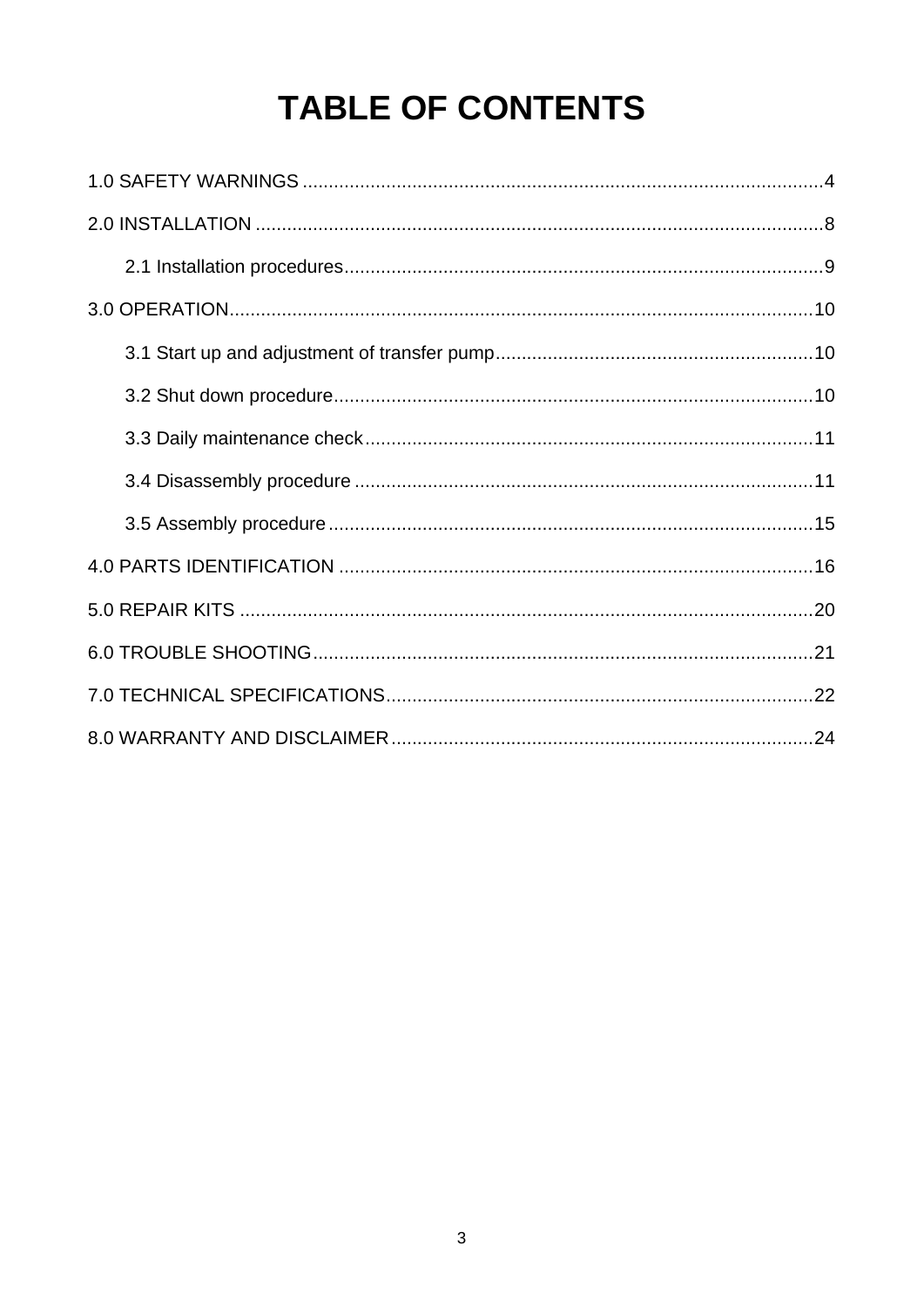# TABLE OF CONTENTS

1.0 SAFETY WARNINGS ....................................................................................................4

2.0 INSTALLATION ............................................................................................................8

2.1 Installation procedures...........................................................................................9

3.0 OPERATION...............................................................................................................10

3.1 Start up and adjustment of transfer pump.............................................................10

3.2 Shut down procedure............................................................................................10

3.3 Daily maintenance check......................................................................................11

3.4 Disassembly procedure ........................................................................................11

3.5 Assembly procedure.............................................................................................15

4.0 PARTS IDENTIFICATION ...........................................................................................16

5.0 REPAIR KITS .............................................................................................................20

6.0 TROUBLE SHOOTING................................................................................................21

7.0 TECHNICAL SPECIFICATIONS..................................................................................22

8.0 WARRANTY AND DISCLAIMER.................................................................................24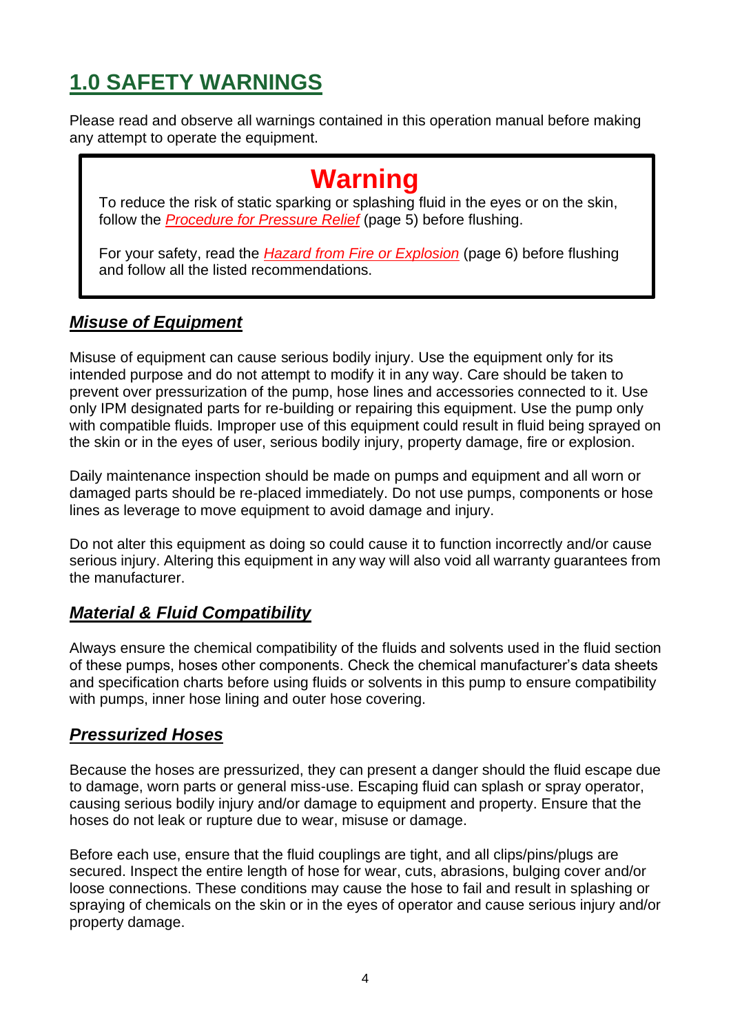# 1.0 SAFETY WARNINGS

Please read and observe all warnings contained in this operation manual before making any attempt to operate the equipment.

> **Warning**
>
> To reduce the risk of static sparking or splashing fluid in the eyes or on the skin, follow the *Procedure for Pressure Relief* (page 5) before flushing.
>
> For your safety, read the *Hazard from Fire or Explosion* (page 6) before flushing and follow all the listed recommendations.

## *Misuse of Equipment*

Misuse of equipment can cause serious bodily injury. Use the equipment only for its intended purpose and do not attempt to modify it in any way. Care should be taken to prevent over pressurization of the pump, hose lines and accessories connected to it. Use only IPM designated parts for re-building or repairing this equipment. Use the pump only with compatible fluids. Improper use of this equipment could result in fluid being sprayed on the skin or in the eyes of user, serious bodily injury, property damage, fire or explosion.

Daily maintenance inspection should be made on pumps and equipment and all worn or damaged parts should be re-placed immediately. Do not use pumps, components or hose lines as leverage to move equipment to avoid damage and injury.

Do not alter this equipment as doing so could cause it to function incorrectly and/or cause serious injury. Altering this equipment in any way will also void all warranty guarantees from the manufacturer.

## *Material & Fluid Compatibility*

Always ensure the chemical compatibility of the fluids and solvents used in the fluid section of these pumps, hoses other components. Check the chemical manufacturer's data sheets and specification charts before using fluids or solvents in this pump to ensure compatibility with pumps, inner hose lining and outer hose covering.

## *Pressurized Hoses*

Because the hoses are pressurized, they can present a danger should the fluid escape due to damage, worn parts or general miss-use. Escaping fluid can splash or spray operator, causing serious bodily injury and/or damage to equipment and property. Ensure that the hoses do not leak or rupture due to wear, misuse or damage.

Before each use, ensure that the fluid couplings are tight, and all clips/pins/plugs are secured. Inspect the entire length of hose for wear, cuts, abrasions, bulging cover and/or loose connections. These conditions may cause the hose to fail and result in splashing or spraying of chemicals on the skin or in the eyes of operator and cause serious injury and/or property damage.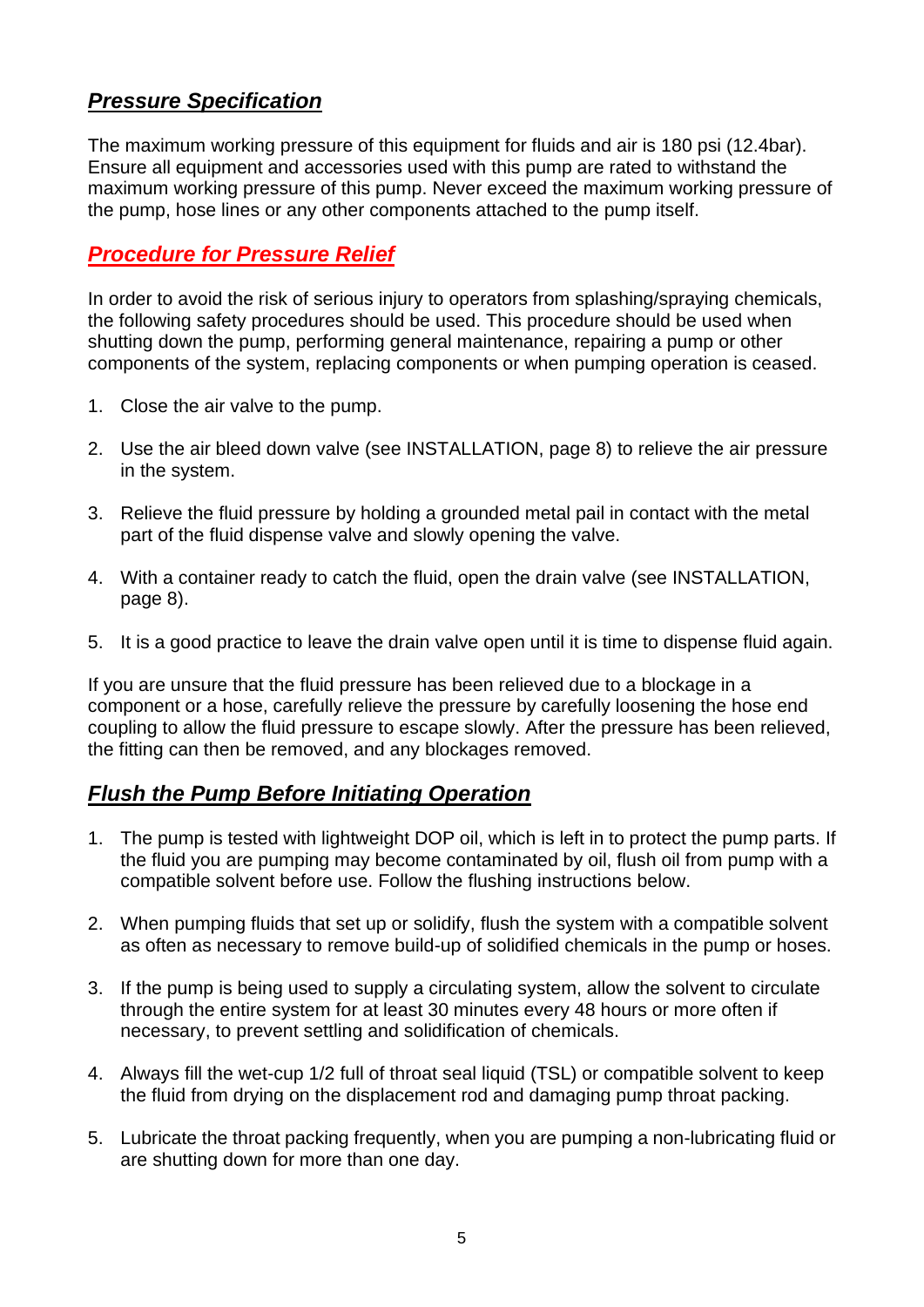## ***Pressure Specification***

The maximum working pressure of this equipment for fluids and air is 180 psi (12.4bar). Ensure all equipment and accessories used with this pump are rated to withstand the maximum working pressure of this pump. Never exceed the maximum working pressure of the pump, hose lines or any other components attached to the pump itself.

## ***Procedure for Pressure Relief***

In order to avoid the risk of serious injury to operators from splashing/spraying chemicals, the following safety procedures should be used. This procedure should be used when shutting down the pump, performing general maintenance, repairing a pump or other components of the system, replacing components or when pumping operation is ceased.

1. Close the air valve to the pump.
2. Use the air bleed down valve (see INSTALLATION, page 8) to relieve the air pressure in the system.
3. Relieve the fluid pressure by holding a grounded metal pail in contact with the metal part of the fluid dispense valve and slowly opening the valve.
4. With a container ready to catch the fluid, open the drain valve (see INSTALLATION, page 8).
5. It is a good practice to leave the drain valve open until it is time to dispense fluid again.

If you are unsure that the fluid pressure has been relieved due to a blockage in a component or a hose, carefully relieve the pressure by carefully loosening the hose end coupling to allow the fluid pressure to escape slowly. After the pressure has been relieved, the fitting can then be removed, and any blockages removed.

## ***Flush the Pump Before Initiating Operation***

1. The pump is tested with lightweight DOP oil, which is left in to protect the pump parts. If the fluid you are pumping may become contaminated by oil, flush oil from pump with a compatible solvent before use. Follow the flushing instructions below.
2. When pumping fluids that set up or solidify, flush the system with a compatible solvent as often as necessary to remove build-up of solidified chemicals in the pump or hoses.
3. If the pump is being used to supply a circulating system, allow the solvent to circulate through the entire system for at least 30 minutes every 48 hours or more often if necessary, to prevent settling and solidification of chemicals.
4. Always fill the wet-cup 1/2 full of throat seal liquid (TSL) or compatible solvent to keep the fluid from drying on the displacement rod and damaging pump throat packing.
5. Lubricate the throat packing frequently, when you are pumping a non-lubricating fluid or are shutting down for more than one day.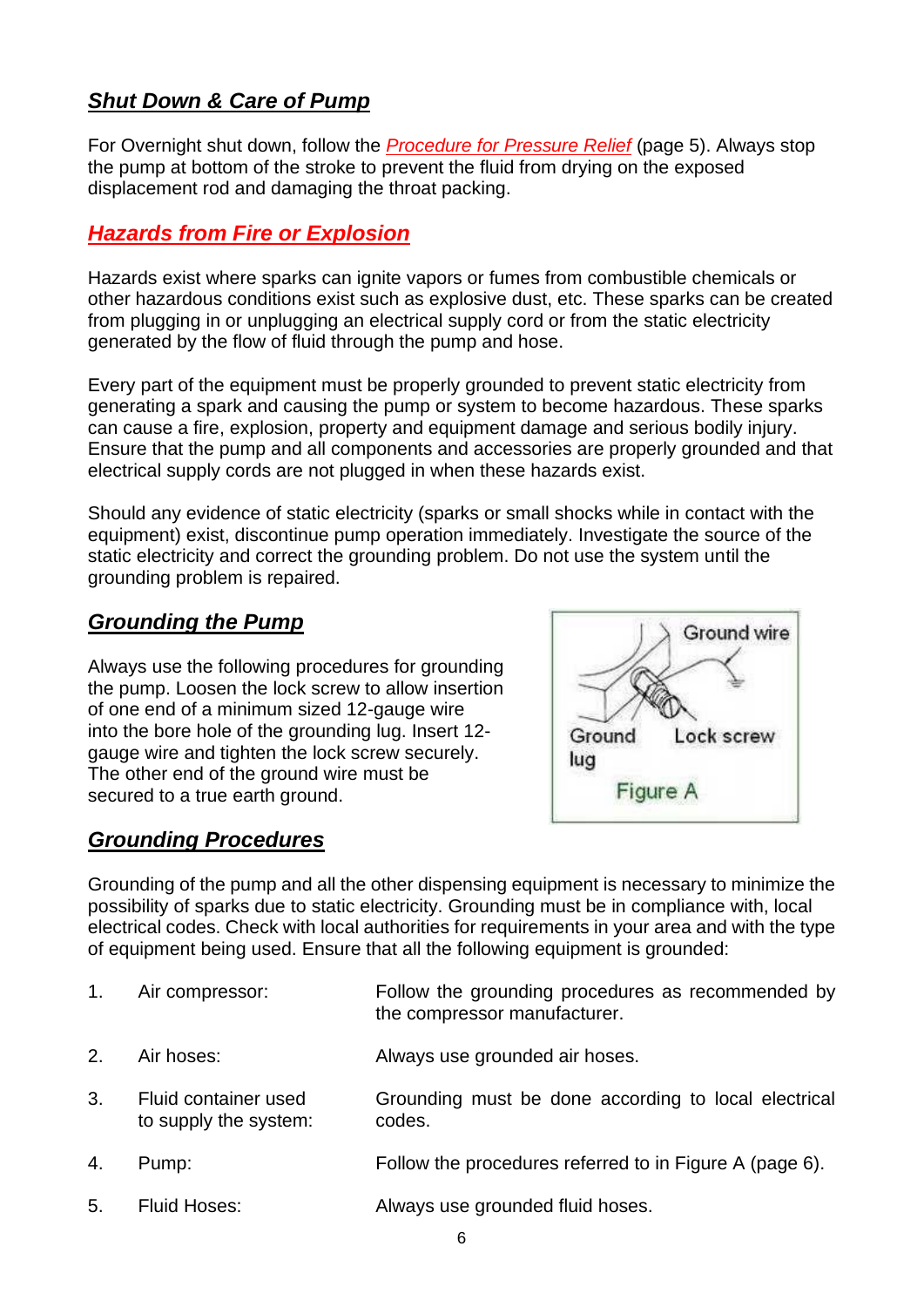## ***Shut Down & Care of Pump***

For Overnight shut down, follow the *Procedure for Pressure Relief* (page 5). Always stop the pump at bottom of the stroke to prevent the fluid from drying on the exposed displacement rod and damaging the throat packing.

## ***Hazards from Fire or Explosion***

Hazards exist where sparks can ignite vapors or fumes from combustible chemicals or other hazardous conditions exist such as explosive dust, etc. These sparks can be created from plugging in or unplugging an electrical supply cord or from the static electricity generated by the flow of fluid through the pump and hose.

Every part of the equipment must be properly grounded to prevent static electricity from generating a spark and causing the pump or system to become hazardous. These sparks can cause a fire, explosion, property and equipment damage and serious bodily injury. Ensure that the pump and all components and accessories are properly grounded and that electrical supply cords are not plugged in when these hazards exist.

Should any evidence of static electricity (sparks or small shocks while in contact with the equipment) exist, discontinue pump operation immediately. Investigate the source of the static electricity and correct the grounding problem. Do not use the system until the grounding problem is repaired.

## ***Grounding the Pump***

Always use the following procedures for grounding the pump. Loosen the lock screw to allow insertion of one end of a minimum sized 12-gauge wire into the bore hole of the grounding lug. Insert 12-gauge wire and tighten the lock screw securely. The other end of the ground wire must be secured to a true earth ground.

Ground wire

Ground lug

Lock screw

Figure A

## ***Grounding Procedures***

Grounding of the pump and all the other dispensing equipment is necessary to minimize the possibility of sparks due to static electricity. Grounding must be in compliance with, local electrical codes. Check with local authorities for requirements in your area and with the type of equipment being used. Ensure that all the following equipment is grounded:

1. Air compressor: Follow the grounding procedures as recommended by the compressor manufacturer.
2. Air hoses: Always use grounded air hoses.
3. Fluid container used to supply the system: Grounding must be done according to local electrical codes.
4. Pump: Follow the procedures referred to in Figure A (page 6).
5. Fluid Hoses: Always use grounded fluid hoses.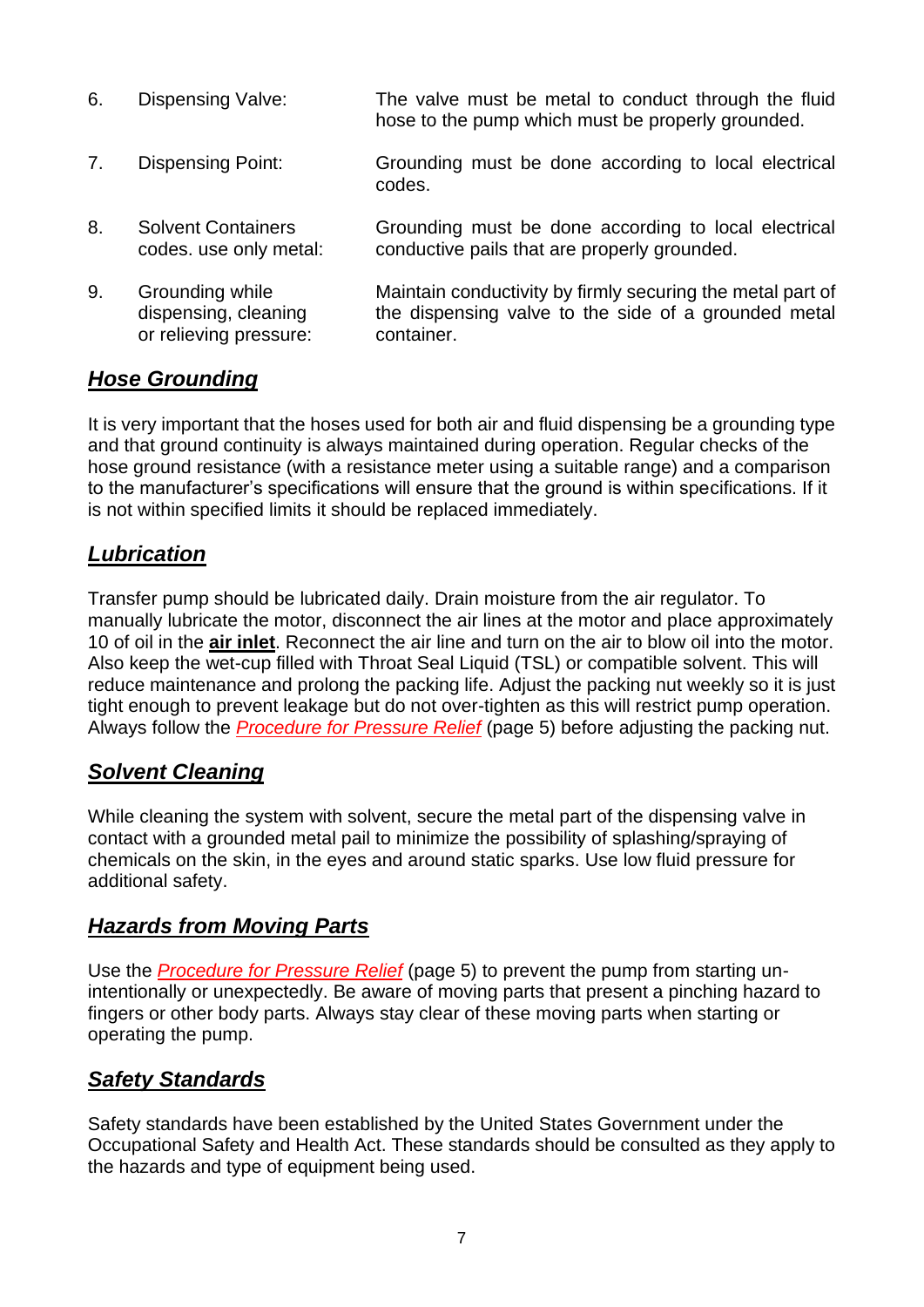| | | |
|---|---|---|
| 6. | Dispensing Valve: | The valve must be metal to conduct through the fluid hose to the pump which must be properly grounded. |
| 7. | Dispensing Point: | Grounding must be done according to local electrical codes. |
| 8. | Solvent Containers codes. use only metal: | Grounding must be done according to local electrical conductive pails that are properly grounded. |
| 9. | Grounding while dispensing, cleaning or relieving pressure: | Maintain conductivity by firmly securing the metal part of the dispensing valve to the side of a grounded metal container. |

## ***Hose Grounding***

It is very important that the hoses used for both air and fluid dispensing be a grounding type and that ground continuity is always maintained during operation. Regular checks of the hose ground resistance (with a resistance meter using a suitable range) and a comparison to the manufacturer's specifications will ensure that the ground is within specifications. If it is not within specified limits it should be replaced immediately.

## ***Lubrication***

Transfer pump should be lubricated daily. Drain moisture from the air regulator. To manually lubricate the motor, disconnect the air lines at the motor and place approximately 10 of oil in the **air inlet**. Reconnect the air line and turn on the air to blow oil into the motor. Also keep the wet-cup filled with Throat Seal Liquid (TSL) or compatible solvent. This will reduce maintenance and prolong the packing life. Adjust the packing nut weekly so it is just tight enough to prevent leakage but do not over-tighten as this will restrict pump operation. Always follow the *Procedure for Pressure Relief* (page 5) before adjusting the packing nut.

## ***Solvent Cleaning***

While cleaning the system with solvent, secure the metal part of the dispensing valve in contact with a grounded metal pail to minimize the possibility of splashing/spraying of chemicals on the skin, in the eyes and around static sparks. Use low fluid pressure for additional safety.

## ***Hazards from Moving Parts***

Use the *Procedure for Pressure Relief* (page 5) to prevent the pump from starting un-intentionally or unexpectedly. Be aware of moving parts that present a pinching hazard to fingers or other body parts. Always stay clear of these moving parts when starting or operating the pump.

## ***Safety Standards***

Safety standards have been established by the United States Government under the Occupational Safety and Health Act. These standards should be consulted as they apply to the hazards and type of equipment being used.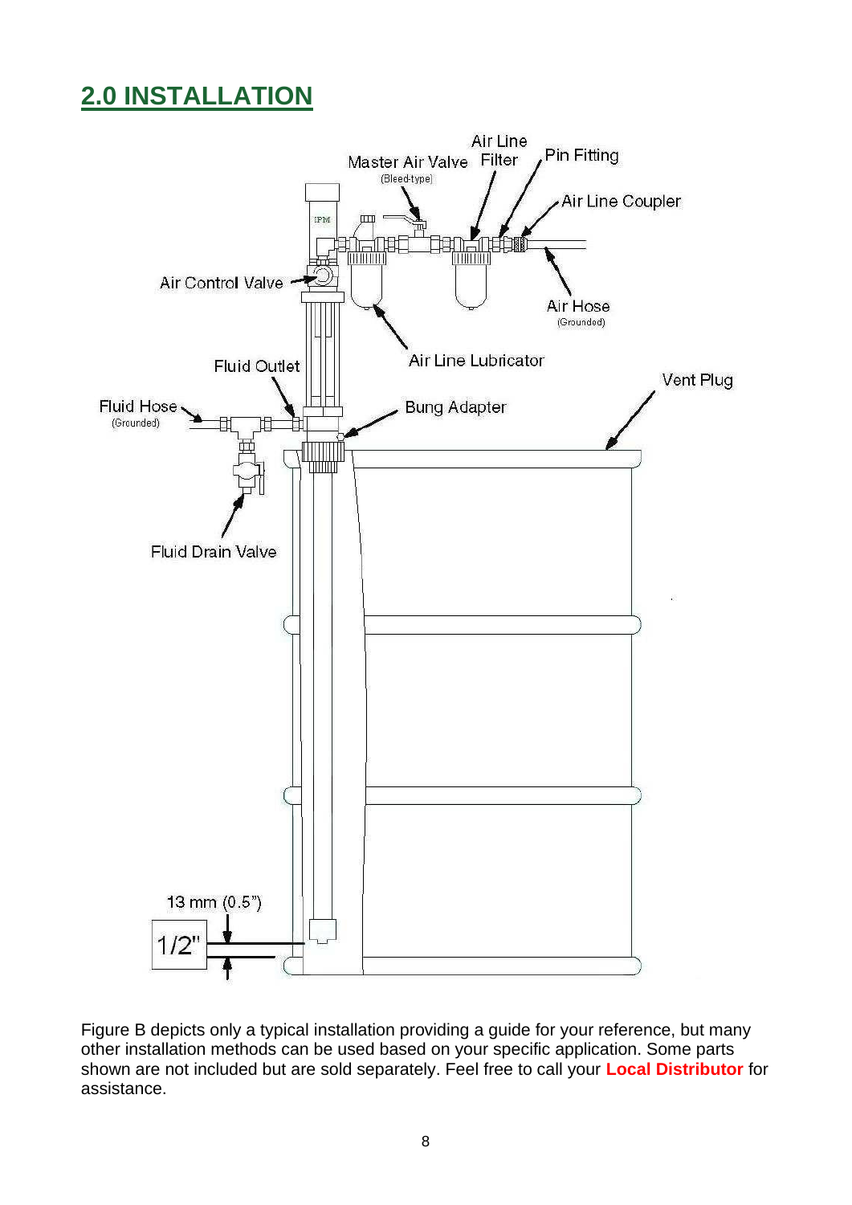## 2.0 INSTALLATION

Master Air Valve (Bleed-type)

Air Line Filter

Pin Fitting

Air Line Coupler

Air Control Valve

Air Hose (Grounded)

Air Line Lubricator

Fluid Outlet

Vent Plug

Fluid Hose (Grounded)

Bung Adapter

Fluid Drain Valve

13 mm (0.5")

1/2"

Figure B depicts only a typical installation providing a guide for your reference, but many other installation methods can be used based on your specific application. Some parts shown are not included but are sold separately. Feel free to call your **Local Distributor** for assistance.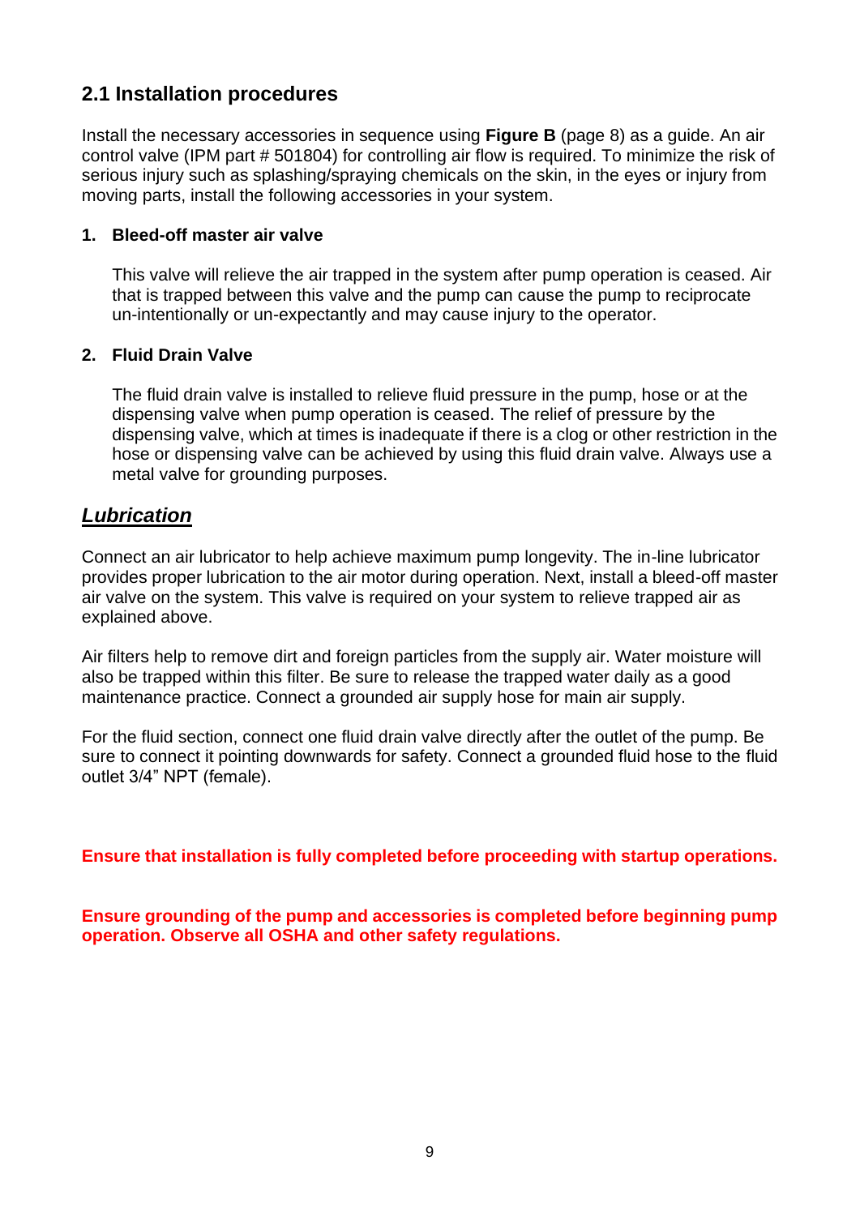## 2.1 Installation procedures

Install the necessary accessories in sequence using **Figure B** (page 8) as a guide. An air control valve (IPM part # 501804) for controlling air flow is required. To minimize the risk of serious injury such as splashing/spraying chemicals on the skin, in the eyes or injury from moving parts, install the following accessories in your system.

1. **Bleed-off master air valve**

   This valve will relieve the air trapped in the system after pump operation is ceased. Air that is trapped between this valve and the pump can cause the pump to reciprocate un-intentionally or un-expectantly and may cause injury to the operator.

2. **Fluid Drain Valve**

   The fluid drain valve is installed to relieve fluid pressure in the pump, hose or at the dispensing valve when pump operation is ceased. The relief of pressure by the dispensing valve, which at times is inadequate if there is a clog or other restriction in the hose or dispensing valve can be achieved by using this fluid drain valve. Always use a metal valve for grounding purposes.

## ***Lubrication***

Connect an air lubricator to help achieve maximum pump longevity. The in-line lubricator provides proper lubrication to the air motor during operation. Next, install a bleed-off master air valve on the system. This valve is required on your system to relieve trapped air as explained above.

Air filters help to remove dirt and foreign particles from the supply air. Water moisture will also be trapped within this filter. Be sure to release the trapped water daily as a good maintenance practice. Connect a grounded air supply hose for main air supply.

For the fluid section, connect one fluid drain valve directly after the outlet of the pump. Be sure to connect it pointing downwards for safety. Connect a grounded fluid hose to the fluid outlet 3/4" NPT (female).

**Ensure that installation is fully completed before proceeding with startup operations.**

**Ensure grounding of the pump and accessories is completed before beginning pump operation. Observe all OSHA and other safety regulations.**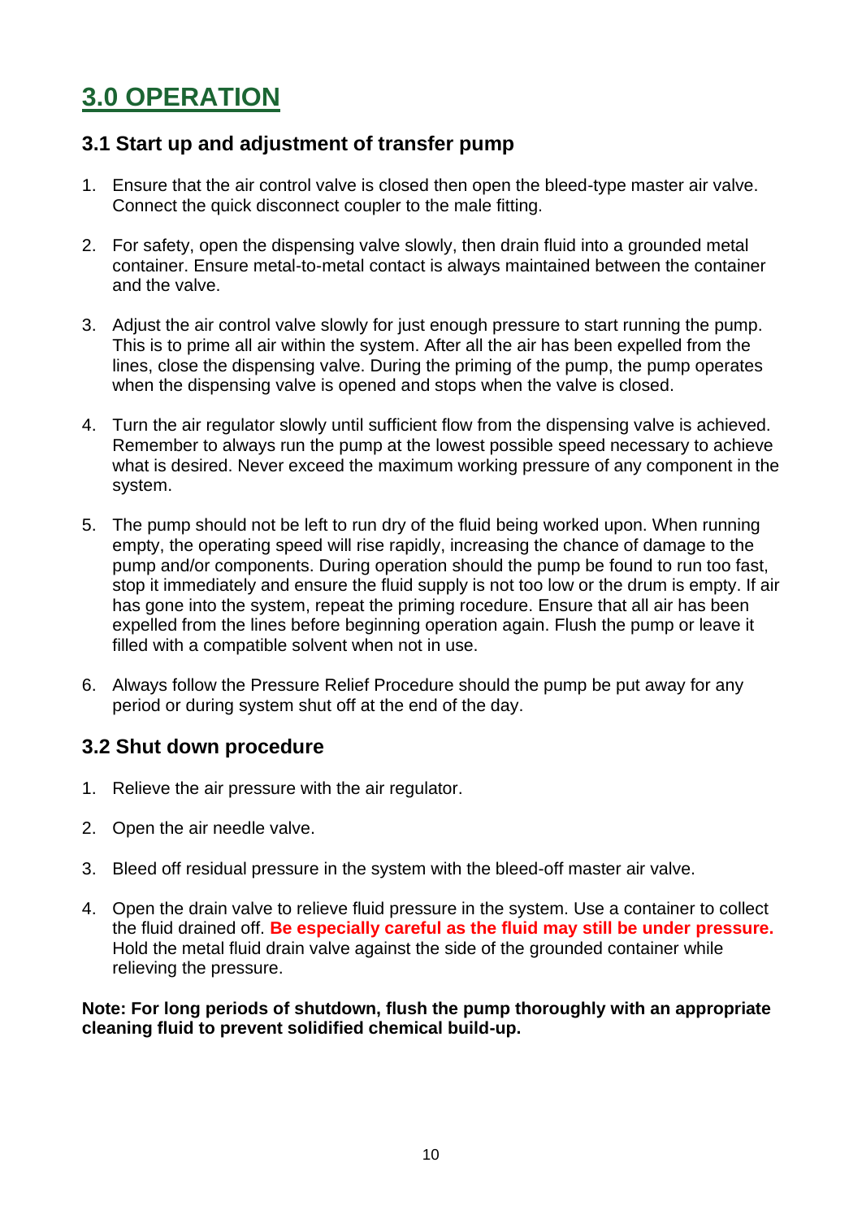# 3.0 OPERATION

## 3.1 Start up and adjustment of transfer pump

1. Ensure that the air control valve is closed then open the bleed-type master air valve. Connect the quick disconnect coupler to the male fitting.

2. For safety, open the dispensing valve slowly, then drain fluid into a grounded metal container. Ensure metal-to-metal contact is always maintained between the container and the valve.

3. Adjust the air control valve slowly for just enough pressure to start running the pump. This is to prime all air within the system. After all the air has been expelled from the lines, close the dispensing valve. During the priming of the pump, the pump operates when the dispensing valve is opened and stops when the valve is closed.

4. Turn the air regulator slowly until sufficient flow from the dispensing valve is achieved. Remember to always run the pump at the lowest possible speed necessary to achieve what is desired. Never exceed the maximum working pressure of any component in the system.

5. The pump should not be left to run dry of the fluid being worked upon. When running empty, the operating speed will rise rapidly, increasing the chance of damage to the pump and/or components. During operation should the pump be found to run too fast, stop it immediately and ensure the fluid supply is not too low or the drum is empty. If air has gone into the system, repeat the priming rocedure. Ensure that all air has been expelled from the lines before beginning operation again. Flush the pump or leave it filled with a compatible solvent when not in use.

6. Always follow the Pressure Relief Procedure should the pump be put away for any period or during system shut off at the end of the day.

## 3.2 Shut down procedure

1. Relieve the air pressure with the air regulator.

2. Open the air needle valve.

3. Bleed off residual pressure in the system with the bleed-off master air valve.

4. Open the drain valve to relieve fluid pressure in the system. Use a container to collect the fluid drained off. **Be especially careful as the fluid may still be under pressure.** Hold the metal fluid drain valve against the side of the grounded container while relieving the pressure.

**Note: For long periods of shutdown, flush the pump thoroughly with an appropriate cleaning fluid to prevent solidified chemical build-up.**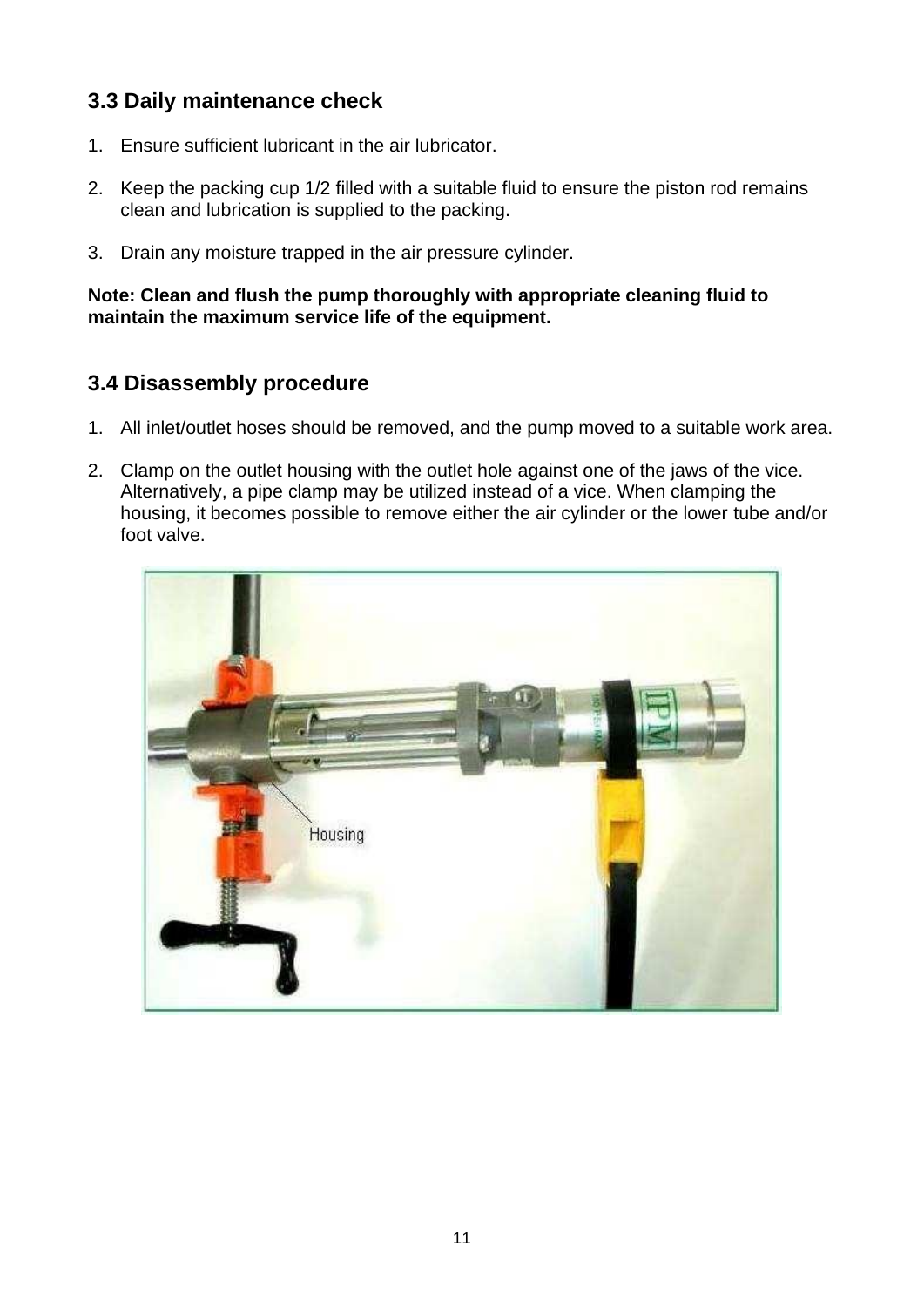### 3.3 Daily maintenance check

1. Ensure sufficient lubricant in the air lubricator.

2. Keep the packing cup 1/2 filled with a suitable fluid to ensure the piston rod remains clean and lubrication is supplied to the packing.

3. Drain any moisture trapped in the air pressure cylinder.

**Note: Clean and flush the pump thoroughly with appropriate cleaning fluid to maintain the maximum service life of the equipment.**

### 3.4 Disassembly procedure

1. All inlet/outlet hoses should be removed, and the pump moved to a suitable work area.

2. Clamp on the outlet housing with the outlet hole against one of the jaws of the vice. Alternatively, a pipe clamp may be utilized instead of a vice. When clamping the housing, it becomes possible to remove either the air cylinder or the lower tube and/or foot valve.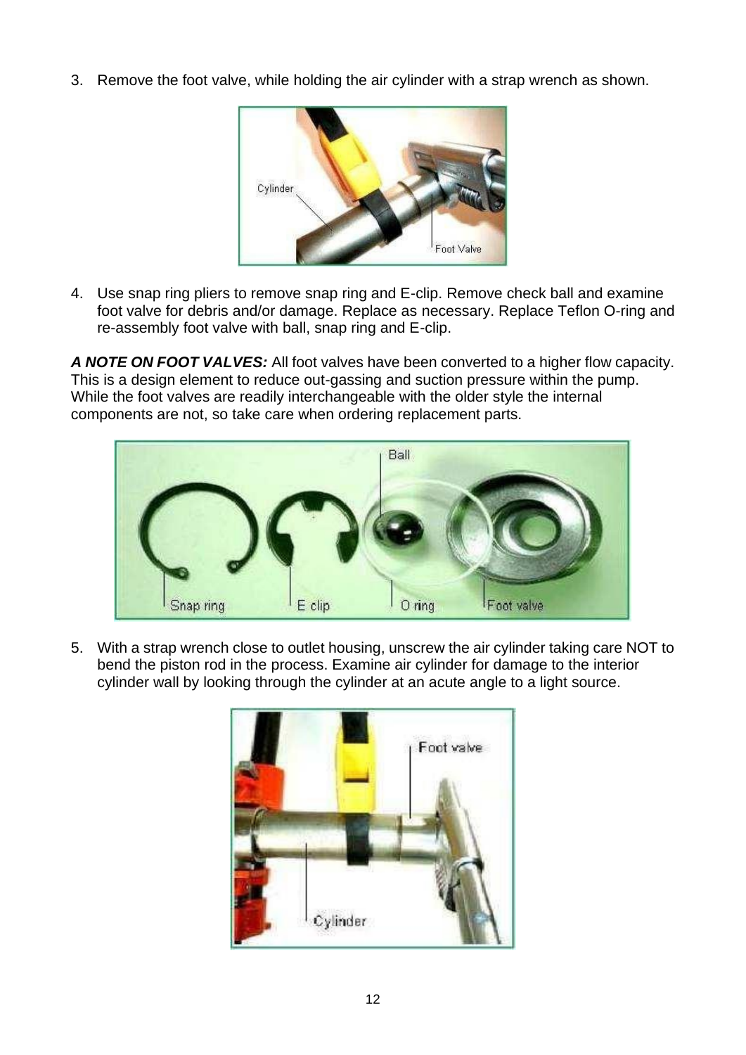3. Remove the foot valve, while holding the air cylinder with a strap wrench as shown.

4. Use snap ring pliers to remove snap ring and E-clip. Remove check ball and examine foot valve for debris and/or damage. Replace as necessary. Replace Teflon O-ring and re-assembly foot valve with ball, snap ring and E-clip.

***A NOTE ON FOOT VALVES:*** All foot valves have been converted to a higher flow capacity. This is a design element to reduce out-gassing and suction pressure within the pump. While the foot valves are readily interchangeable with the older style the internal components are not, so take care when ordering replacement parts.

5. With a strap wrench close to outlet housing, unscrew the air cylinder taking care NOT to bend the piston rod in the process. Examine air cylinder for damage to the interior cylinder wall by looking through the cylinder at an acute angle to a light source.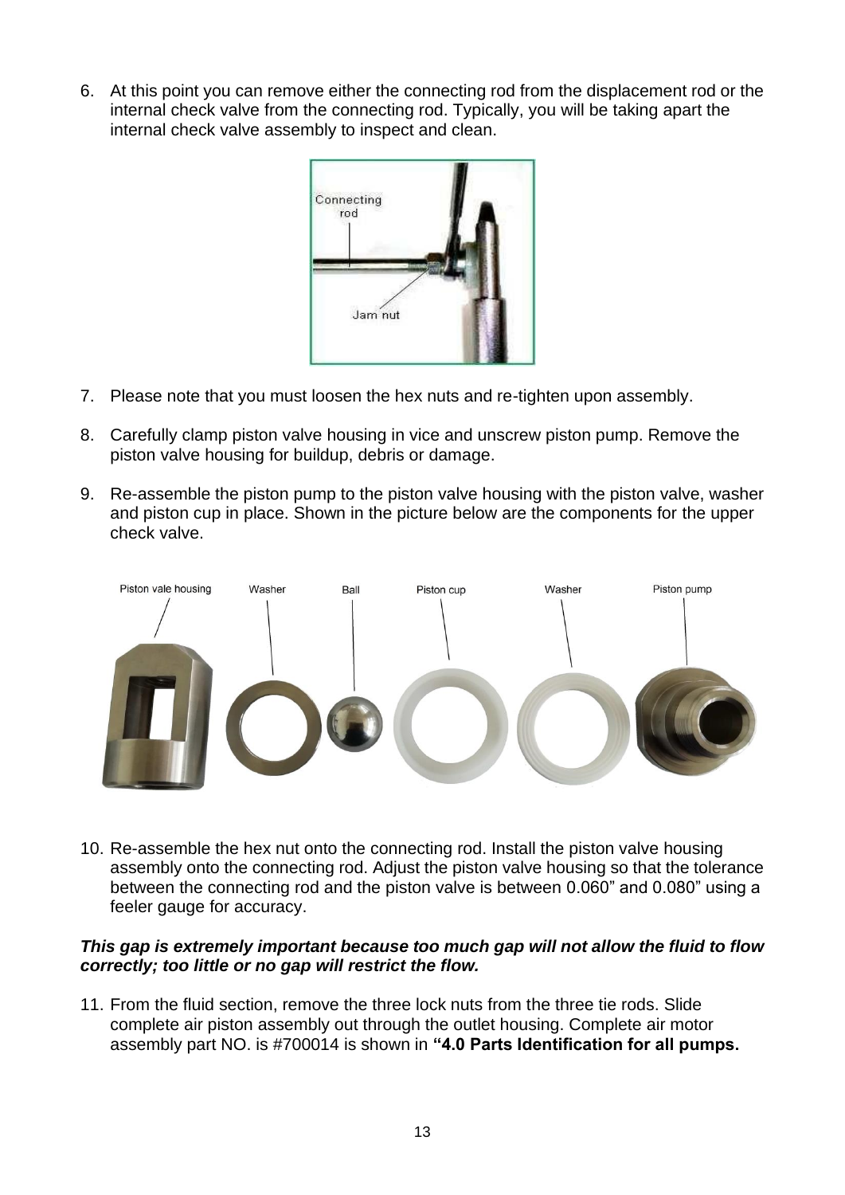6. At this point you can remove either the connecting rod from the displacement rod or the internal check valve from the connecting rod. Typically, you will be taking apart the internal check valve assembly to inspect and clean.

7. Please note that you must loosen the hex nuts and re-tighten upon assembly.

8. Carefully clamp piston valve housing in vice and unscrew piston pump. Remove the piston valve housing for buildup, debris or damage.

9. Re-assemble the piston pump to the piston valve housing with the piston valve, washer and piston cup in place. Shown in the picture below are the components for the upper check valve.

10. Re-assemble the hex nut onto the connecting rod. Install the piston valve housing assembly onto the connecting rod. Adjust the piston valve housing so that the tolerance between the connecting rod and the piston valve is between 0.060” and 0.080” using a feeler gauge for accuracy.

***This gap is extremely important because too much gap will not allow the fluid to flow correctly; too little or no gap will restrict the flow.***

11. From the fluid section, remove the three lock nuts from the three tie rods. Slide complete air piston assembly out through the outlet housing. Complete air motor assembly part NO. is #700014 is shown in **“4.0 Parts Identification for all pumps.**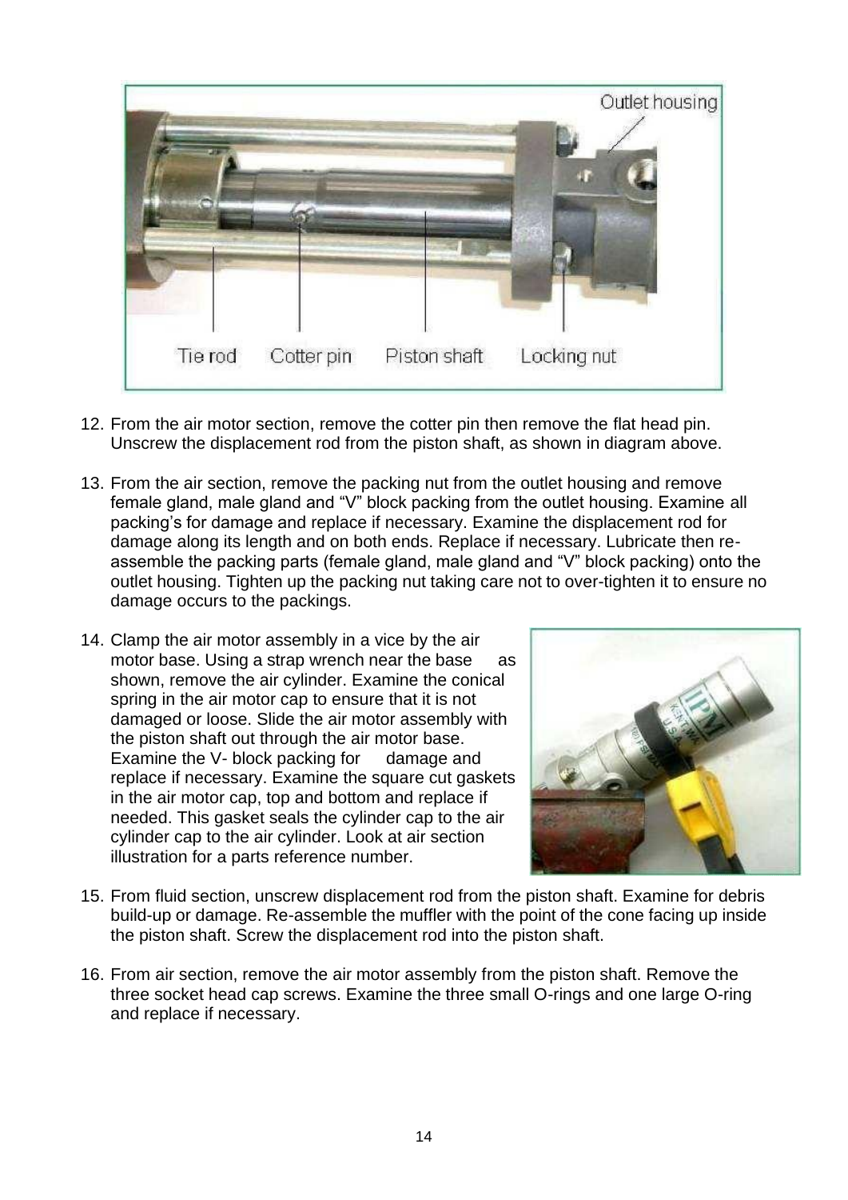12. From the air motor section, remove the cotter pin then remove the flat head pin. Unscrew the displacement rod from the piston shaft, as shown in diagram above.

13. From the air section, remove the packing nut from the outlet housing and remove female gland, male gland and "V" block packing from the outlet housing. Examine all packing's for damage and replace if necessary. Examine the displacement rod for damage along its length and on both ends. Replace if necessary. Lubricate then re-assemble the packing parts (female gland, male gland and "V" block packing) onto the outlet housing. Tighten up the packing nut taking care not to over-tighten it to ensure no damage occurs to the packings.

14. Clamp the air motor assembly in a vice by the air motor base. Using a strap wrench near the base as shown, remove the air cylinder. Examine the conical spring in the air motor cap to ensure that it is not damaged or loose. Slide the air motor assembly with the piston shaft out through the air motor base. Examine the V- block packing for damage and replace if necessary. Examine the square cut gaskets in the air motor cap, top and bottom and replace if needed. This gasket seals the cylinder cap to the air cylinder cap to the air cylinder. Look at air section illustration for a parts reference number.

15. From fluid section, unscrew displacement rod from the piston shaft. Examine for debris build-up or damage. Re-assemble the muffler with the point of the cone facing up inside the piston shaft. Screw the displacement rod into the piston shaft.

16. From air section, remove the air motor assembly from the piston shaft. Remove the three socket head cap screws. Examine the three small O-rings and one large O-ring and replace if necessary.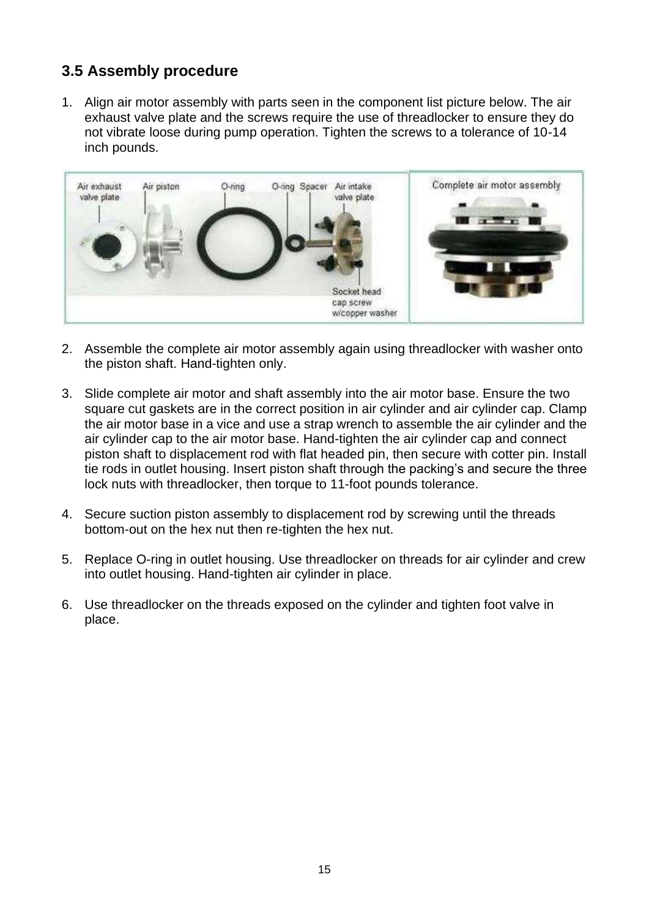## 3.5 Assembly procedure

1. Align air motor assembly with parts seen in the component list picture below. The air exhaust valve plate and the screws require the use of threadlocker to ensure they do not vibrate loose during pump operation. Tighten the screws to a tolerance of 10-14 inch pounds.

2. Assemble the complete air motor assembly again using threadlocker with washer onto the piston shaft. Hand-tighten only.

3. Slide complete air motor and shaft assembly into the air motor base. Ensure the two square cut gaskets are in the correct position in air cylinder and air cylinder cap. Clamp the air motor base in a vice and use a strap wrench to assemble the air cylinder and the air cylinder cap to the air motor base. Hand-tighten the air cylinder cap and connect piston shaft to displacement rod with flat headed pin, then secure with cotter pin. Install tie rods in outlet housing. Insert piston shaft through the packing's and secure the three lock nuts with threadlocker, then torque to 11-foot pounds tolerance.

4. Secure suction piston assembly to displacement rod by screwing until the threads bottom-out on the hex nut then re-tighten the hex nut.

5. Replace O-ring in outlet housing. Use threadlocker on threads for air cylinder and crew into outlet housing. Hand-tighten air cylinder in place.

6. Use threadlocker on the threads exposed on the cylinder and tighten foot valve in place.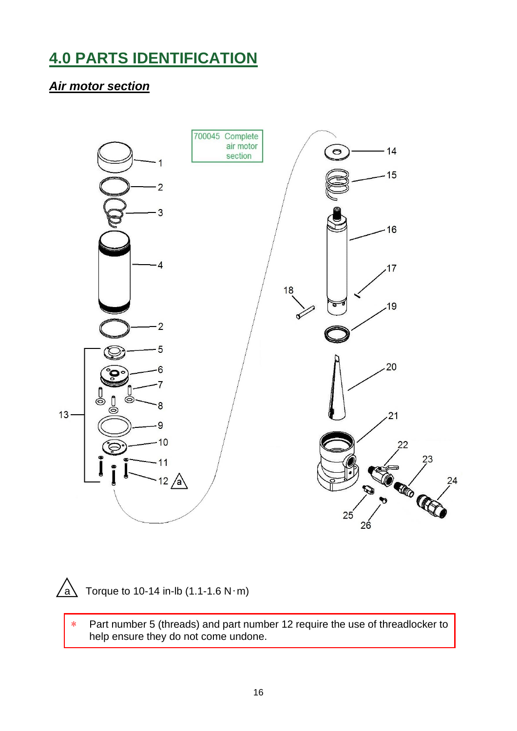## 4.0 PARTS IDENTIFICATION

### *Air motor section*

700045 Complete air motor section

a Torque to 10-14 in-lb (1.1-1.6 N·m)

* Part number 5 (threads) and part number 12 require the use of threadlocker to help ensure they do not come undone.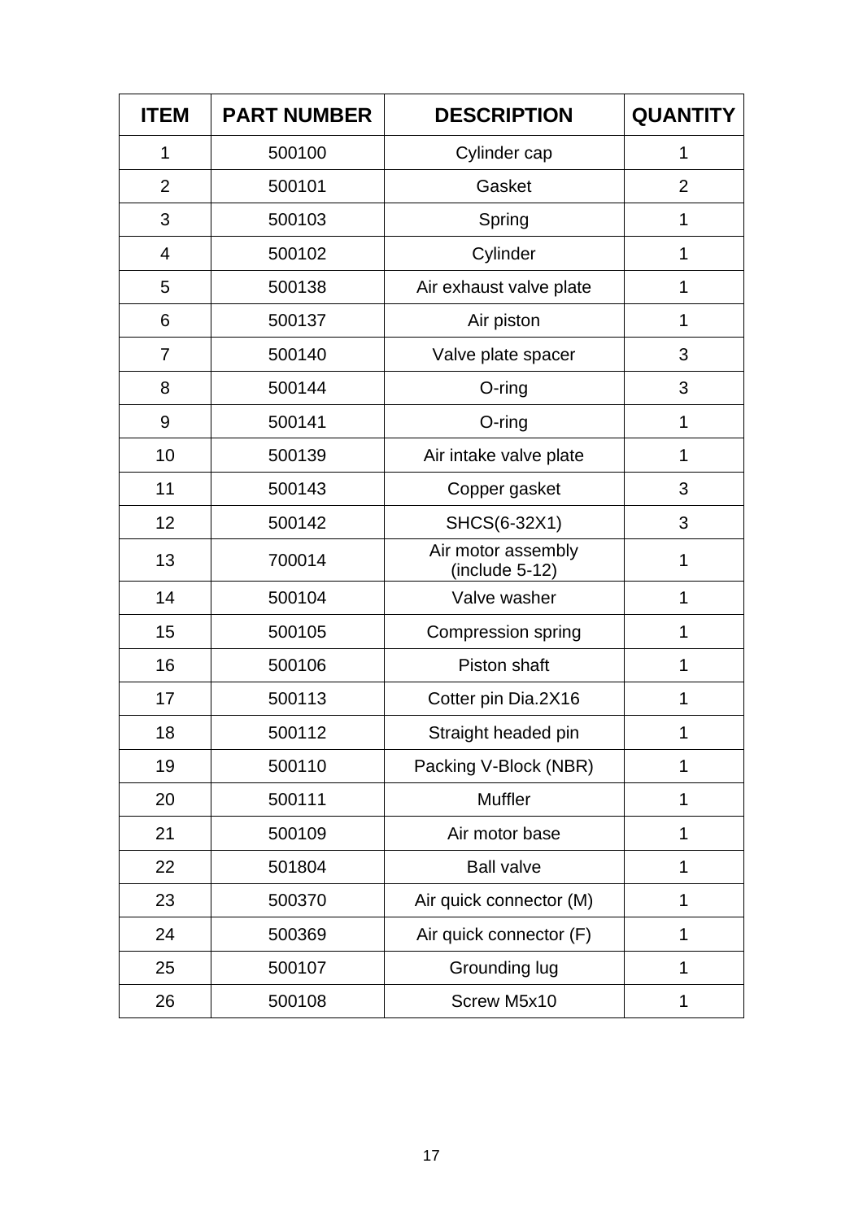| ITEM | PART NUMBER | DESCRIPTION | QUANTITY |
|---|---|---|---|
| 1 | 500100 | Cylinder cap | 1 |
| 2 | 500101 | Gasket | 2 |
| 3 | 500103 | Spring | 1 |
| 4 | 500102 | Cylinder | 1 |
| 5 | 500138 | Air exhaust valve plate | 1 |
| 6 | 500137 | Air piston | 1 |
| 7 | 500140 | Valve plate spacer | 3 |
| 8 | 500144 | O-ring | 3 |
| 9 | 500141 | O-ring | 1 |
| 10 | 500139 | Air intake valve plate | 1 |
| 11 | 500143 | Copper gasket | 3 |
| 12 | 500142 | SHCS(6-32X1) | 3 |
| 13 | 700014 | Air motor assembly (include 5-12) | 1 |
| 14 | 500104 | Valve washer | 1 |
| 15 | 500105 | Compression spring | 1 |
| 16 | 500106 | Piston shaft | 1 |
| 17 | 500113 | Cotter pin Dia.2X16 | 1 |
| 18 | 500112 | Straight headed pin | 1 |
| 19 | 500110 | Packing V-Block (NBR) | 1 |
| 20 | 500111 | Muffler | 1 |
| 21 | 500109 | Air motor base | 1 |
| 22 | 501804 | Ball valve | 1 |
| 23 | 500370 | Air quick connector (M) | 1 |
| 24 | 500369 | Air quick connector (F) | 1 |
| 25 | 500107 | Grounding lug | 1 |
| 26 | 500108 | Screw M5x10 | 1 |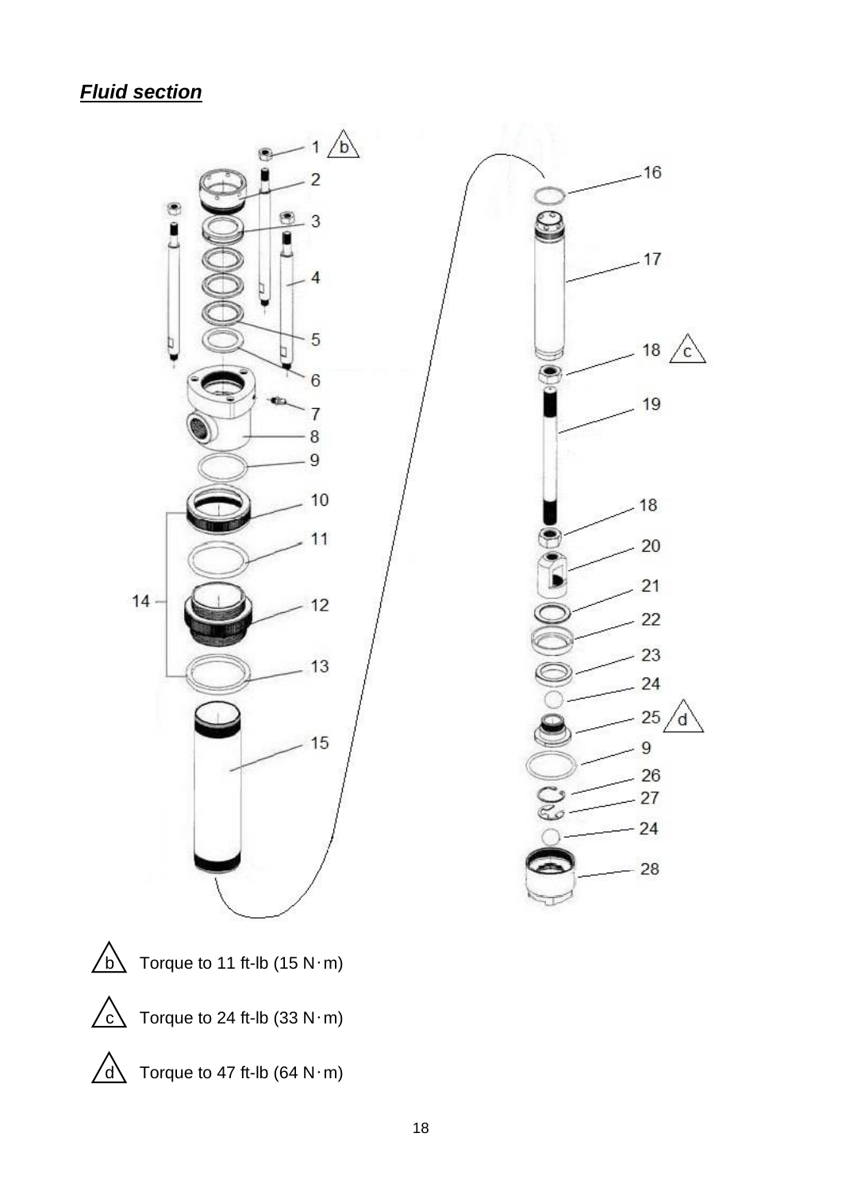***Fluid section***

b Torque to 11 ft-lb (15 N·m)

c Torque to 24 ft-lb (33 N·m)

d Torque to 47 ft-lb (64 N·m)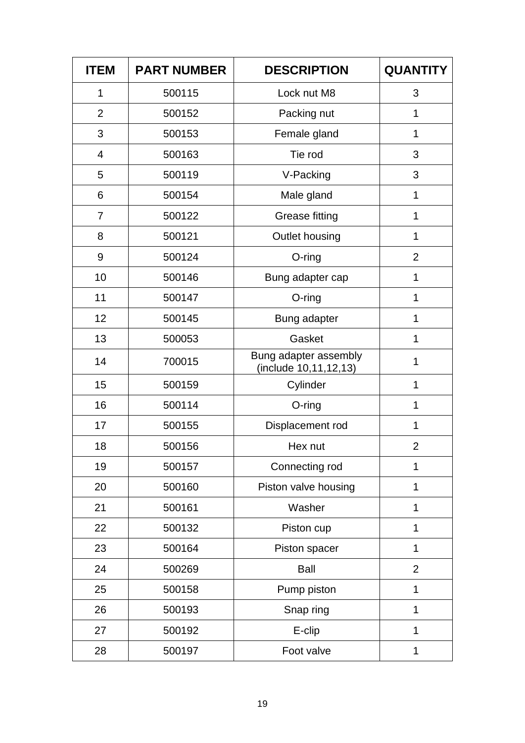| ITEM | PART NUMBER | DESCRIPTION | QUANTITY |
|---|---|---|---|
| 1 | 500115 | Lock nut M8 | 3 |
| 2 | 500152 | Packing nut | 1 |
| 3 | 500153 | Female gland | 1 |
| 4 | 500163 | Tie rod | 3 |
| 5 | 500119 | V-Packing | 3 |
| 6 | 500154 | Male gland | 1 |
| 7 | 500122 | Grease fitting | 1 |
| 8 | 500121 | Outlet housing | 1 |
| 9 | 500124 | O-ring | 2 |
| 10 | 500146 | Bung adapter cap | 1 |
| 11 | 500147 | O-ring | 1 |
| 12 | 500145 | Bung adapter | 1 |
| 13 | 500053 | Gasket | 1 |
| 14 | 700015 | Bung adapter assembly (include 10,11,12,13) | 1 |
| 15 | 500159 | Cylinder | 1 |
| 16 | 500114 | O-ring | 1 |
| 17 | 500155 | Displacement rod | 1 |
| 18 | 500156 | Hex nut | 2 |
| 19 | 500157 | Connecting rod | 1 |
| 20 | 500160 | Piston valve housing | 1 |
| 21 | 500161 | Washer | 1 |
| 22 | 500132 | Piston cup | 1 |
| 23 | 500164 | Piston spacer | 1 |
| 24 | 500269 | Ball | 2 |
| 25 | 500158 | Pump piston | 1 |
| 26 | 500193 | Snap ring | 1 |
| 27 | 500192 | E-clip | 1 |
| 28 | 500197 | Foot valve | 1 |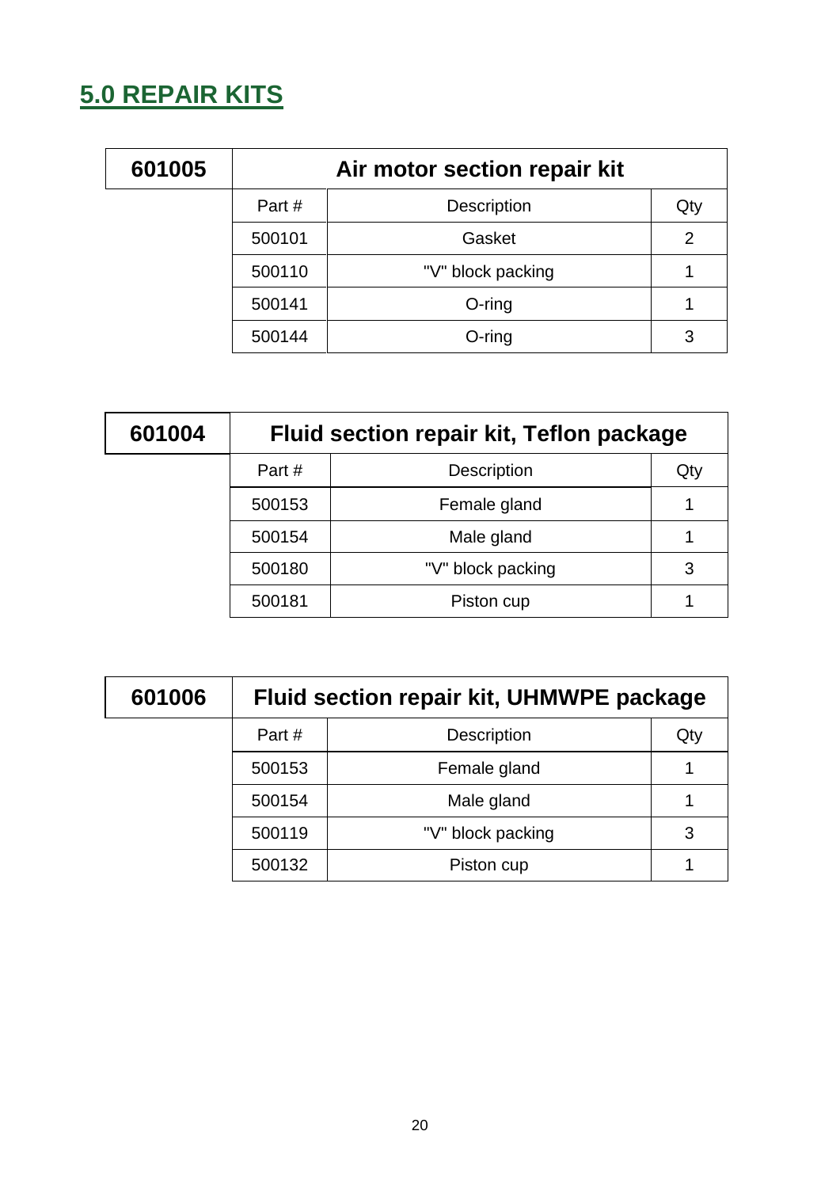## 5.0 REPAIR KITS

| 601005 | Air motor section repair kit | | |
|---|---|---|---|
| | Part # | Description | Qty |
| | 500101 | Gasket | 2 |
| | 500110 | "V" block packing | 1 |
| | 500141 | O-ring | 1 |
| | 500144 | O-ring | 3 |

| 601004 | Fluid section repair kit, Teflon package | | |
|---|---|---|---|
| | Part # | Description | Qty |
| | 500153 | Female gland | 1 |
| | 500154 | Male gland | 1 |
| | 500180 | "V" block packing | 3 |
| | 500181 | Piston cup | 1 |

| 601006 | Fluid section repair kit, UHMWPE package | | |
|---|---|---|---|
| | Part # | Description | Qty |
| | 500153 | Female gland | 1 |
| | 500154 | Male gland | 1 |
| | 500119 | "V" block packing | 3 |
| | 500132 | Piston cup | 1 |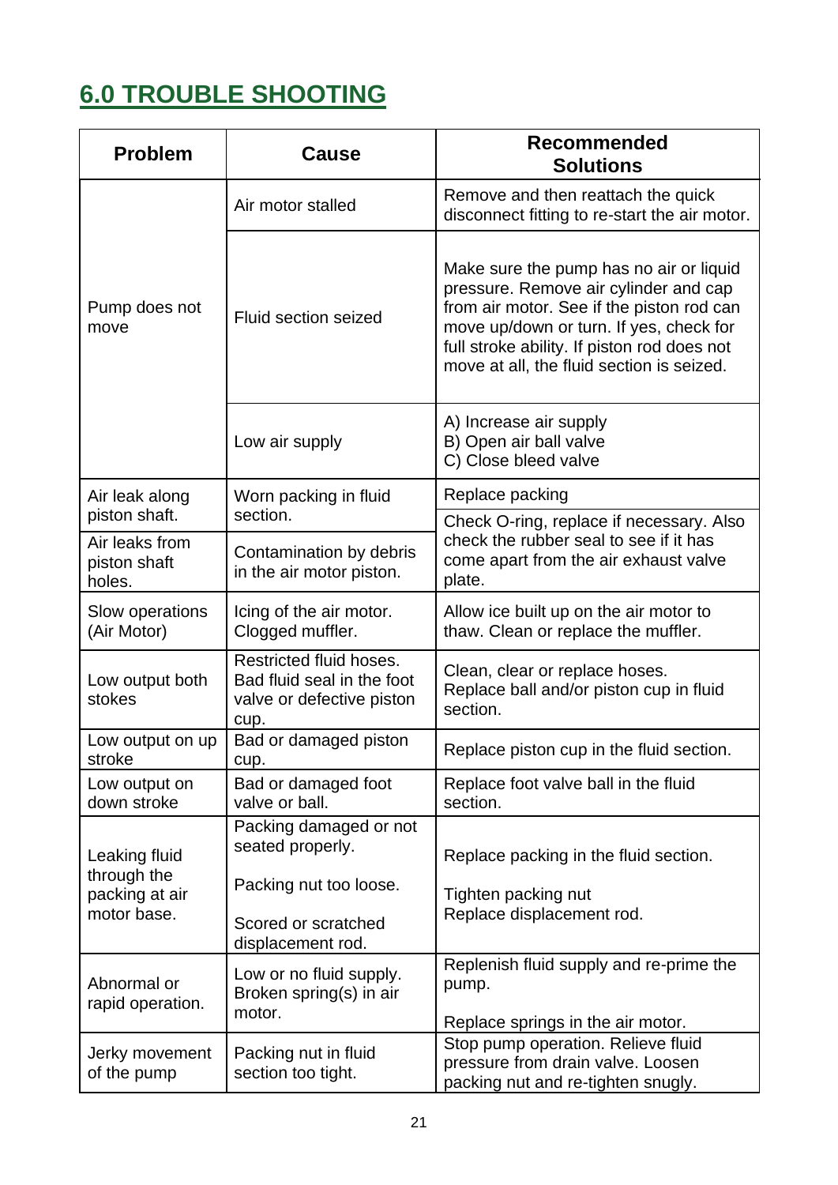## 6.0 TROUBLE SHOOTING

| Problem | Cause | Recommended Solutions |
|---|---|---|
| Pump does not move | Air motor stalled | Remove and then reattach the quick disconnect fitting to re-start the air motor. |
| | Fluid section seized | Make sure the pump has no air or liquid pressure. Remove air cylinder and cap from air motor. See if the piston rod can move up/down or turn. If yes, check for full stroke ability. If piston rod does not move at all, the fluid section is seized. |
| | Low air supply | A) Increase air supply<br>B) Open air ball valve<br>C) Close bleed valve |
| Air leak along piston shaft. | Worn packing in fluid section. | Replace packing |
| Air leaks from piston shaft holes. | Contamination by debris in the air motor piston. | Check O-ring, replace if necessary. Also check the rubber seal to see if it has come apart from the air exhaust valve plate. |
| Slow operations (Air Motor) | Icing of the air motor. Clogged muffler. | Allow ice built up on the air motor to thaw. Clean or replace the muffler. |
| Low output both stokes | Restricted fluid hoses. Bad fluid seal in the foot valve or defective piston cup. | Clean, clear or replace hoses. Replace ball and/or piston cup in fluid section. |
| Low output on up stroke | Bad or damaged piston cup. | Replace piston cup in the fluid section. |
| Low output on down stroke | Bad or damaged foot valve or ball. | Replace foot valve ball in the fluid section. |
| Leaking fluid through the packing at air motor base. | Packing damaged or not seated properly.<br><br>Packing nut too loose.<br><br>Scored or scratched displacement rod. | Replace packing in the fluid section.<br><br>Tighten packing nut<br>Replace displacement rod. |
| Abnormal or rapid operation. | Low or no fluid supply. Broken spring(s) in air motor. | Replenish fluid supply and re-prime the pump.<br><br>Replace springs in the air motor. |
| Jerky movement of the pump | Packing nut in fluid section too tight. | Stop pump operation. Relieve fluid pressure from drain valve. Loosen packing nut and re-tighten snugly. |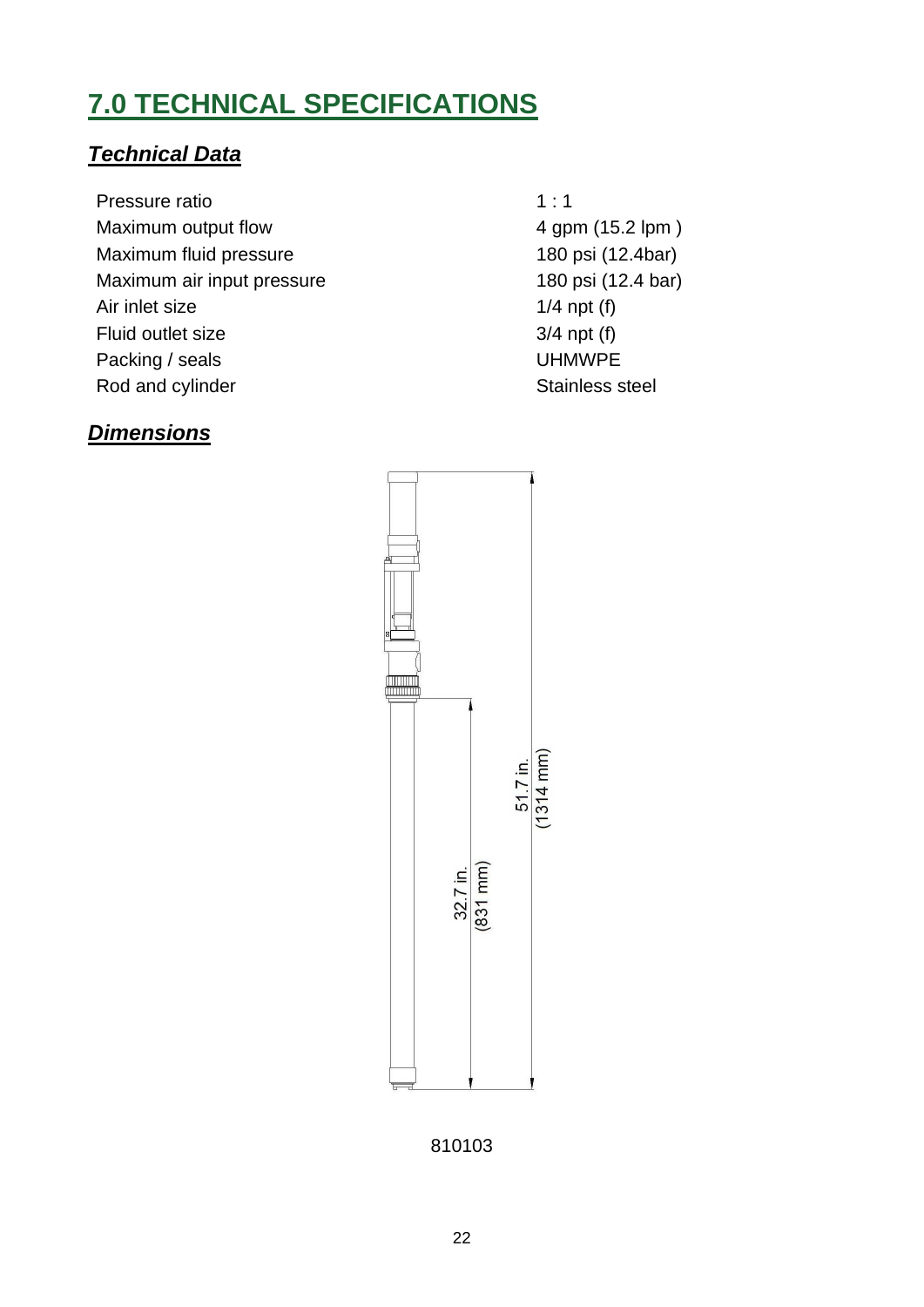# 7.0 TECHNICAL SPECIFICATIONS

## *Technical Data*

| | |
|---|---|
| Pressure ratio | 1 : 1 |
| Maximum output flow | 4 gpm (15.2 lpm ) |
| Maximum fluid pressure | 180 psi (12.4bar) |
| Maximum air input pressure | 180 psi (12.4 bar) |
| Air inlet size | 1/4 npt (f) |
| Fluid outlet size | 3/4 npt (f) |
| Packing / seals | UHMWPE |
| Rod and cylinder | Stainless steel |

## *Dimensions*

51.7 in. (1314 mm)

32.7 in. (831 mm)

810103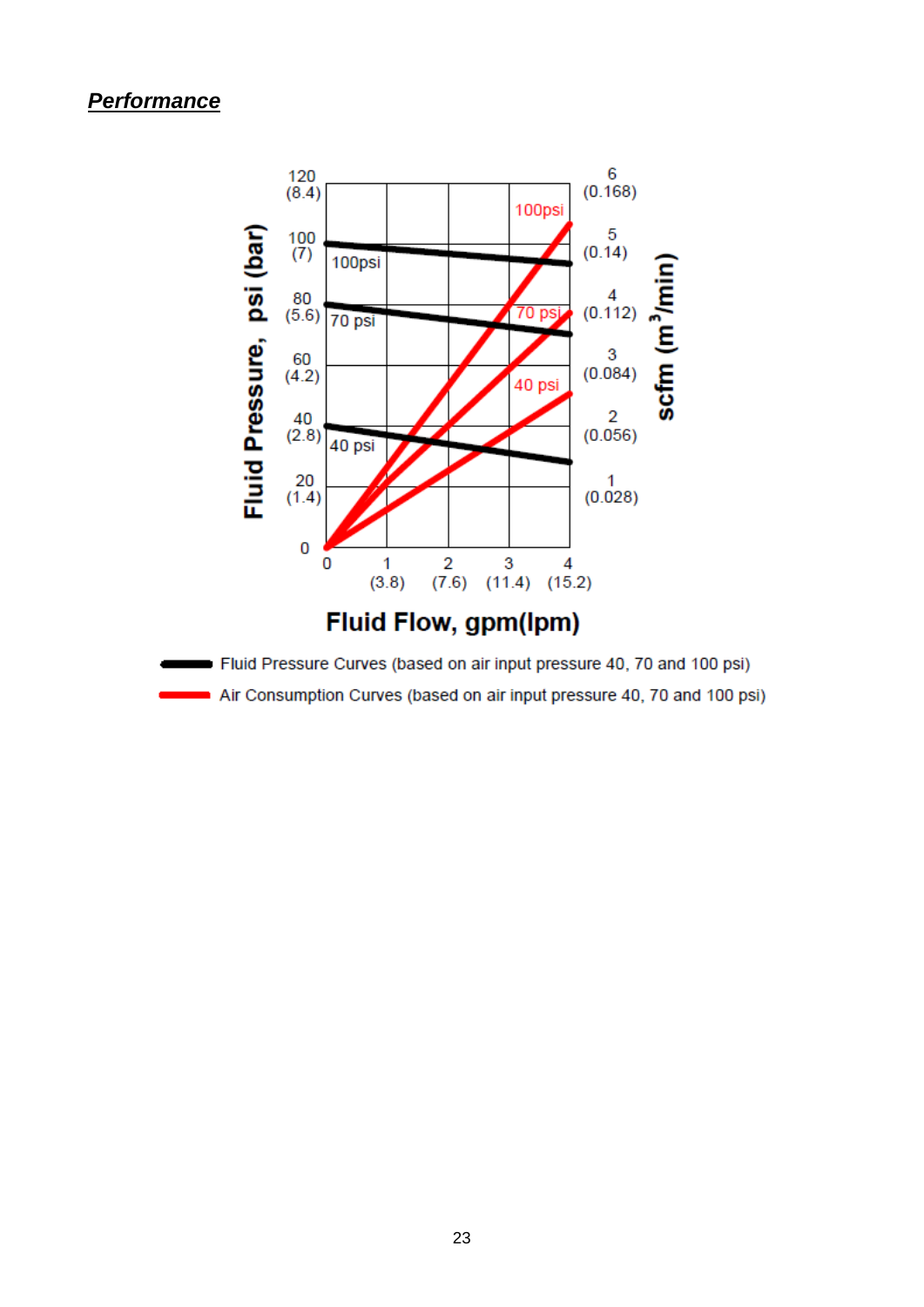## ***Performance***

Fluid Pressure, psi (bar)

120 (8.4)
100 (7)
80 (5.6)
60 (4.2)
40 (2.8)
20 (1.4)
0

scfm (m³/min)

6 (0.168)
5 (0.14)
4 (0.112)
3 (0.084)
2 (0.056)
1 (0.028)

100psi
70 psi
40 psi

Fluid Flow, gpm(lpm)

0 1 2 3 4
(3.8) (7.6) (11.4) (15.2)

Fluid Pressure Curves (based on air input pressure 40, 70 and 100 psi)

Air Consumption Curves (based on air input pressure 40, 70 and 100 psi)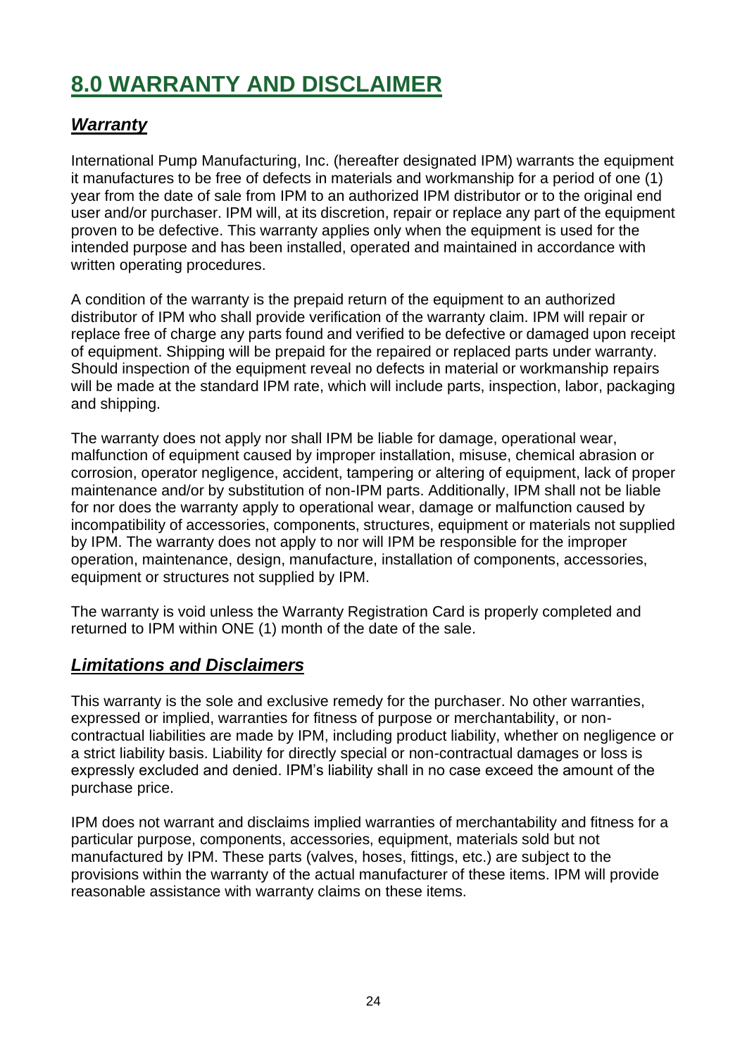# 8.0 WARRANTY AND DISCLAIMER

## *Warranty*

International Pump Manufacturing, Inc. (hereafter designated IPM) warrants the equipment it manufactures to be free of defects in materials and workmanship for a period of one (1) year from the date of sale from IPM to an authorized IPM distributor or to the original end user and/or purchaser. IPM will, at its discretion, repair or replace any part of the equipment proven to be defective. This warranty applies only when the equipment is used for the intended purpose and has been installed, operated and maintained in accordance with written operating procedures.

A condition of the warranty is the prepaid return of the equipment to an authorized distributor of IPM who shall provide verification of the warranty claim. IPM will repair or replace free of charge any parts found and verified to be defective or damaged upon receipt of equipment. Shipping will be prepaid for the repaired or replaced parts under warranty. Should inspection of the equipment reveal no defects in material or workmanship repairs will be made at the standard IPM rate, which will include parts, inspection, labor, packaging and shipping.

The warranty does not apply nor shall IPM be liable for damage, operational wear, malfunction of equipment caused by improper installation, misuse, chemical abrasion or corrosion, operator negligence, accident, tampering or altering of equipment, lack of proper maintenance and/or by substitution of non-IPM parts. Additionally, IPM shall not be liable for nor does the warranty apply to operational wear, damage or malfunction caused by incompatibility of accessories, components, structures, equipment or materials not supplied by IPM. The warranty does not apply to nor will IPM be responsible for the improper operation, maintenance, design, manufacture, installation of components, accessories, equipment or structures not supplied by IPM.

The warranty is void unless the Warranty Registration Card is properly completed and returned to IPM within ONE (1) month of the date of the sale.

## *Limitations and Disclaimers*

This warranty is the sole and exclusive remedy for the purchaser. No other warranties, expressed or implied, warranties for fitness of purpose or merchantability, or non-contractual liabilities are made by IPM, including product liability, whether on negligence or a strict liability basis. Liability for directly special or non-contractual damages or loss is expressly excluded and denied. IPM's liability shall in no case exceed the amount of the purchase price.

IPM does not warrant and disclaims implied warranties of merchantability and fitness for a particular purpose, components, accessories, equipment, materials sold but not manufactured by IPM. These parts (valves, hoses, fittings, etc.) are subject to the provisions within the warranty of the actual manufacturer of these items. IPM will provide reasonable assistance with warranty claims on these items.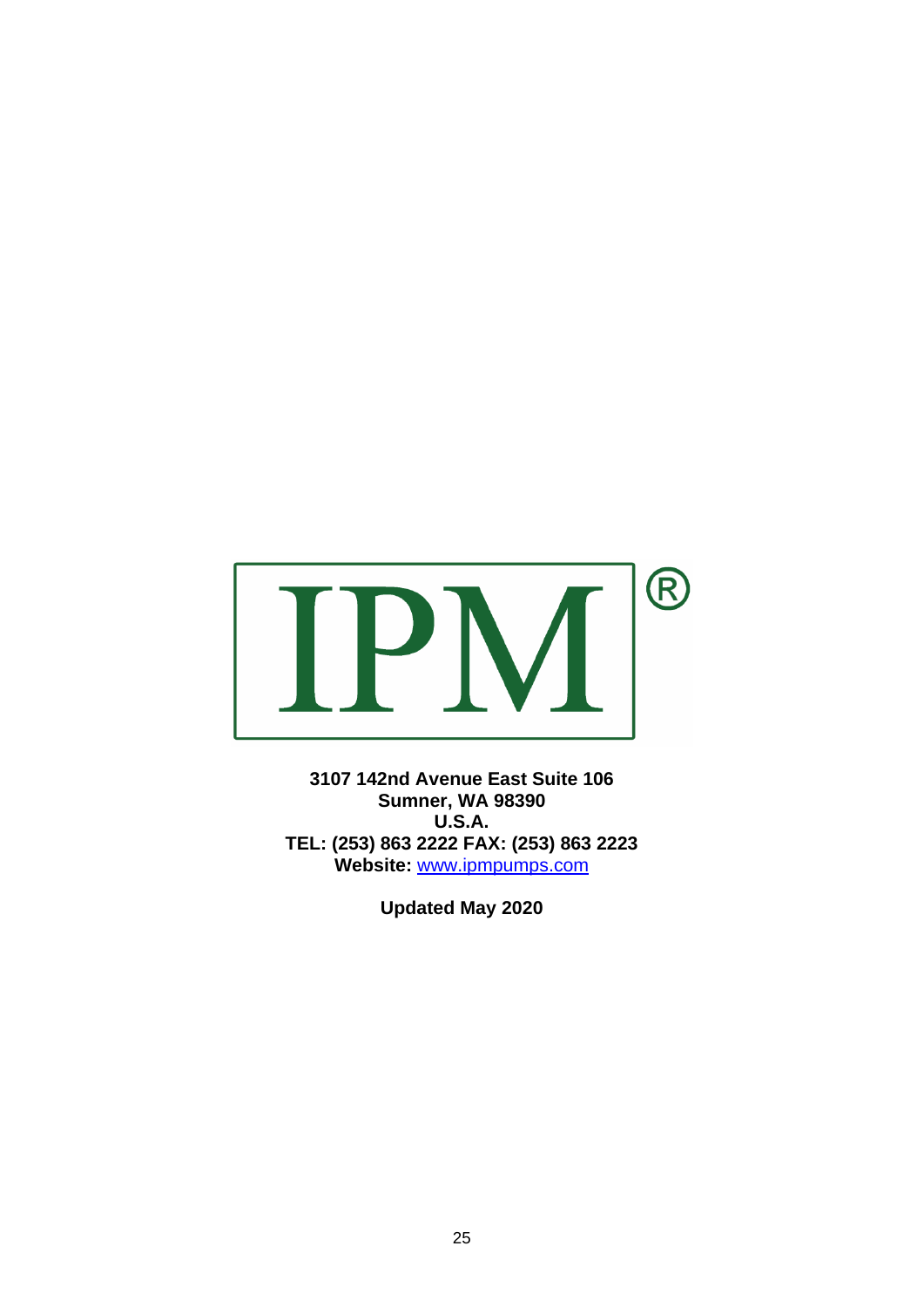IPM®

**3107 142nd Avenue East Suite 106**
**Sumner, WA 98390**
**U.S.A.**
**TEL: (253) 863 2222 FAX: (253) 863 2223**
**Website:** www.ipmpumps.com

**Updated May 2020**